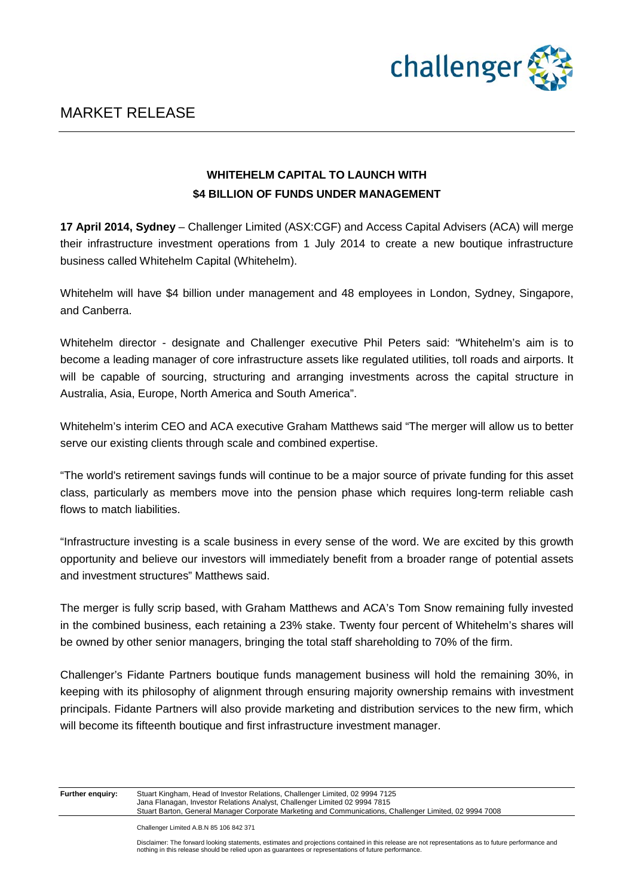# MARKET RELEASE

**WHITEHELM CAPITAL TO LAUNCH WITH $4 BILLION OF FUNDS UNDER MANAGEMENT**

**17 April 2014, Sydney** – Challenger Limited (ASX:CGF) and Access Capital Advisers (ACA) will merge their infrastructure investment operations from 1 July 2014 to create a new boutique infrastructure business called Whitehelm Capital (Whitehelm).

Whitehelm will have $4 billion under management and 48 employees in London, Sydney, Singapore, and Canberra.

Whitehelm director - designate and Challenger executive Phil Peters said: "Whitehelm's aim is to become a leading manager of core infrastructure assets like regulated utilities, toll roads and airports. It will be capable of sourcing, structuring and arranging investments across the capital structure in Australia, Asia, Europe, North America and South America".

Whitehelm's interim CEO and ACA executive Graham Matthews said "The merger will allow us to better serve our existing clients through scale and combined expertise.

"The world's retirement savings funds will continue to be a major source of private funding for this asset class, particularly as members move into the pension phase which requires long-term reliable cash flows to match liabilities.

"Infrastructure investing is a scale business in every sense of the word. We are excited by this growth opportunity and believe our investors will immediately benefit from a broader range of potential assets and investment structures" Matthews said.

The merger is fully scrip based, with Graham Matthews and ACA's Tom Snow remaining fully invested in the combined business, each retaining a 23% stake. Twenty four percent of Whitehelm's shares will be owned by other senior managers, bringing the total staff shareholding to 70% of the firm.

Challenger's Fidante Partners boutique funds management business will hold the remaining 30%, in keeping with its philosophy of alignment through ensuring majority ownership remains with investment principals. Fidante Partners will also provide marketing and distribution services to the new firm, which will become its fifteenth boutique and first infrastructure investment manager.

| Further enquiry: | Stuart Kingham, Head of Investor Relations, Challenger Limited, 02 9994 7125<br>Jana Flanagan, Investor Relations Analyst, Challenger Limited 02 9994 7815<br>Stuart Barton, General Manager Corporate Marketing and Communications, Challenger Limited, 02 9994 7008 |
|---|---|

Challenger Limited A.B.N 85 106 842 371

Disclaimer: The forward looking statements, estimates and projections contained in this release are not representations as to future performance and nothing in this release should be relied upon as guarantees or representations of future performance.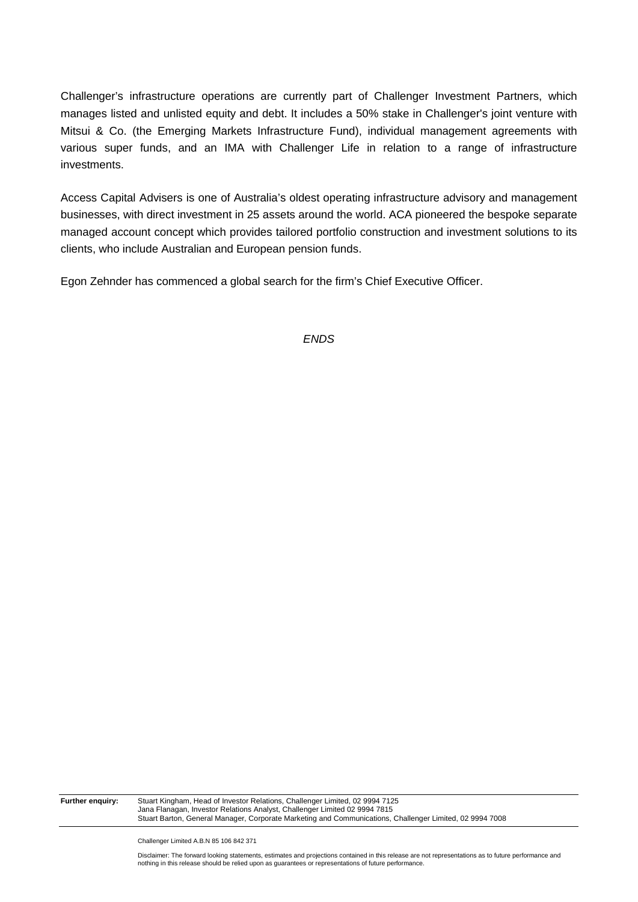Challenger's infrastructure operations are currently part of Challenger Investment Partners, which manages listed and unlisted equity and debt. It includes a 50% stake in Challenger's joint venture with Mitsui & Co. (the Emerging Markets Infrastructure Fund), individual management agreements with various super funds, and an IMA with Challenger Life in relation to a range of infrastructure investments.

Access Capital Advisers is one of Australia's oldest operating infrastructure advisory and management businesses, with direct investment in 25 assets around the world. ACA pioneered the bespoke separate managed account concept which provides tailored portfolio construction and investment solutions to its clients, who include Australian and European pension funds.

Egon Zehnder has commenced a global search for the firm's Chief Executive Officer.

*ENDS*

**Further enquiry:** Stuart Kingham, Head of Investor Relations, Challenger Limited, 02 9994 7125
Jana Flanagan, Investor Relations Analyst, Challenger Limited 02 9994 7815
Stuart Barton, General Manager, Corporate Marketing and Communications, Challenger Limited, 02 9994 7008

Challenger Limited A.B.N 85 106 842 371

Disclaimer: The forward looking statements, estimates and projections contained in this release are not representations as to future performance and nothing in this release should be relied upon as guarantees or representations of future performance.